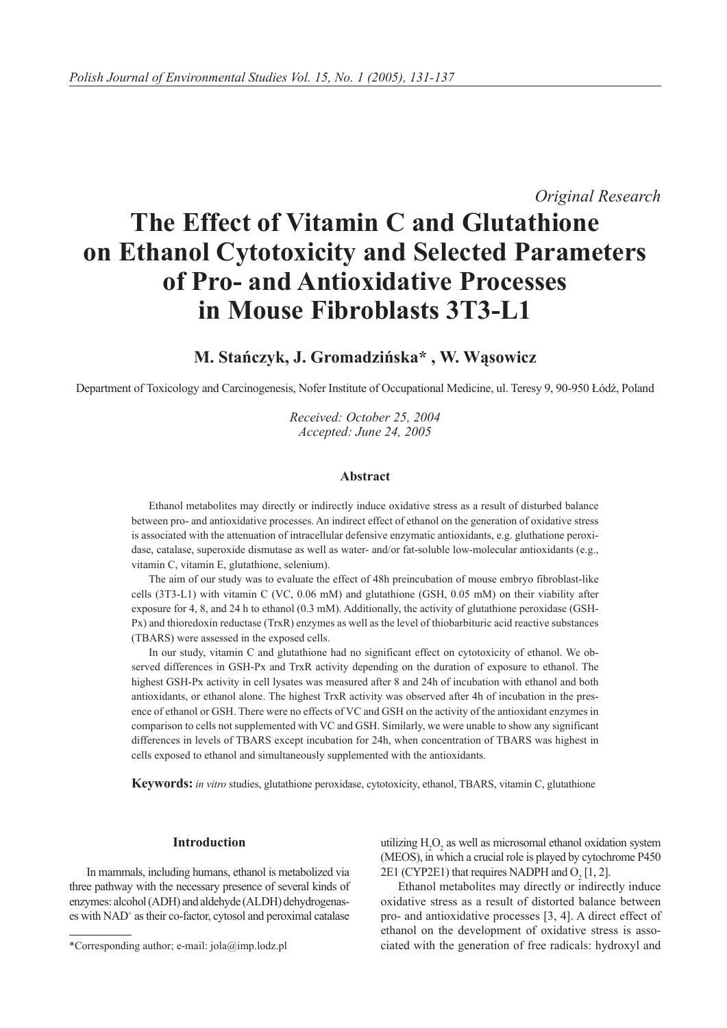*Original Research*

# The Effect of Vitamin C and Glutathione on Ethanol Cytotoxicity and Selected Parameters of Pro- and Antioxidative Processes in Mouse Fibroblasts 3T3-L1

**M. Stańczyk, J. Gromadzińska\* , W. Wąsowicz**

Department of Toxicology and Carcinogenesis, Nofer Institute of Occupational Medicine, ul. Teresy 9, 90-950 Łódź, Poland

*Received: October 25, 2004*
*Accepted: June 24, 2005*

### Abstract

Ethanol metabolites may directly or indirectly induce oxidative stress as a result of disturbed balance between pro- and antioxidative processes. An indirect effect of ethanol on the generation of oxidative stress is associated with the attenuation of intracellular defensive enzymatic antioxidants, e.g. gluthatione peroxidase, catalase, superoxide dismutase as well as water- and/or fat-soluble low-molecular antioxidants (e.g., vitamin C, vitamin E, glutathione, selenium).

The aim of our study was to evaluate the effect of 48h preincubation of mouse embryo fibroblast-like cells (3T3-L1) with vitamin C (VC, 0.06 mM) and glutathione (GSH, 0.05 mM) on their viability after exposure for 4, 8, and 24 h to ethanol (0.3 mM). Additionally, the activity of glutathione peroxidase (GSH-Px) and thioredoxin reductase (TrxR) enzymes as well as the level of thiobarbituric acid reactive substances (TBARS) were assessed in the exposed cells.

In our study, vitamin C and glutathione had no significant effect on cytotoxicity of ethanol. We observed differences in GSH-Px and TrxR activity depending on the duration of exposure to ethanol. The highest GSH-Px activity in cell lysates was measured after 8 and 24h of incubation with ethanol and both antioxidants, or ethanol alone. The highest TrxR activity was observed after 4h of incubation in the presence of ethanol or GSH. There were no effects of VC and GSH on the activity of the antioxidant enzymes in comparison to cells not supplemented with VC and GSH. Similarly, we were unable to show any significant differences in levels of TBARS except incubation for 24h, when concentration of TBARS was highest in cells exposed to ethanol and simultaneously supplemented with the antioxidants.

**Keywords:** *in vitro* studies, glutathione peroxidase, cytotoxicity, ethanol, TBARS, vitamin C, glutathione

### Introduction

In mammals, including humans, ethanol is metabolized via three pathway with the necessary presence of several kinds of enzymes: alcohol (ADH) and aldehyde (ALDH) dehydrogenases with $NAD^+$ as their co-factor, cytosol and peroximal catalase utilizing $H_2O_2$ as well as microsomal ethanol oxidation system (MEOS), in which a crucial role is played by cytochrome P450 2E1 (CYP2E1) that requires NADPH and $O_2$ [1, 2].

Ethanol metabolites may directly or indirectly induce oxidative stress as a result of distorted balance between pro- and antioxidative processes [3, 4]. A direct effect of ethanol on the development of oxidative stress is associated with the generation of free radicals: hydroxyl and

\*Corresponding author; e-mail: jola@imp.lodz.pl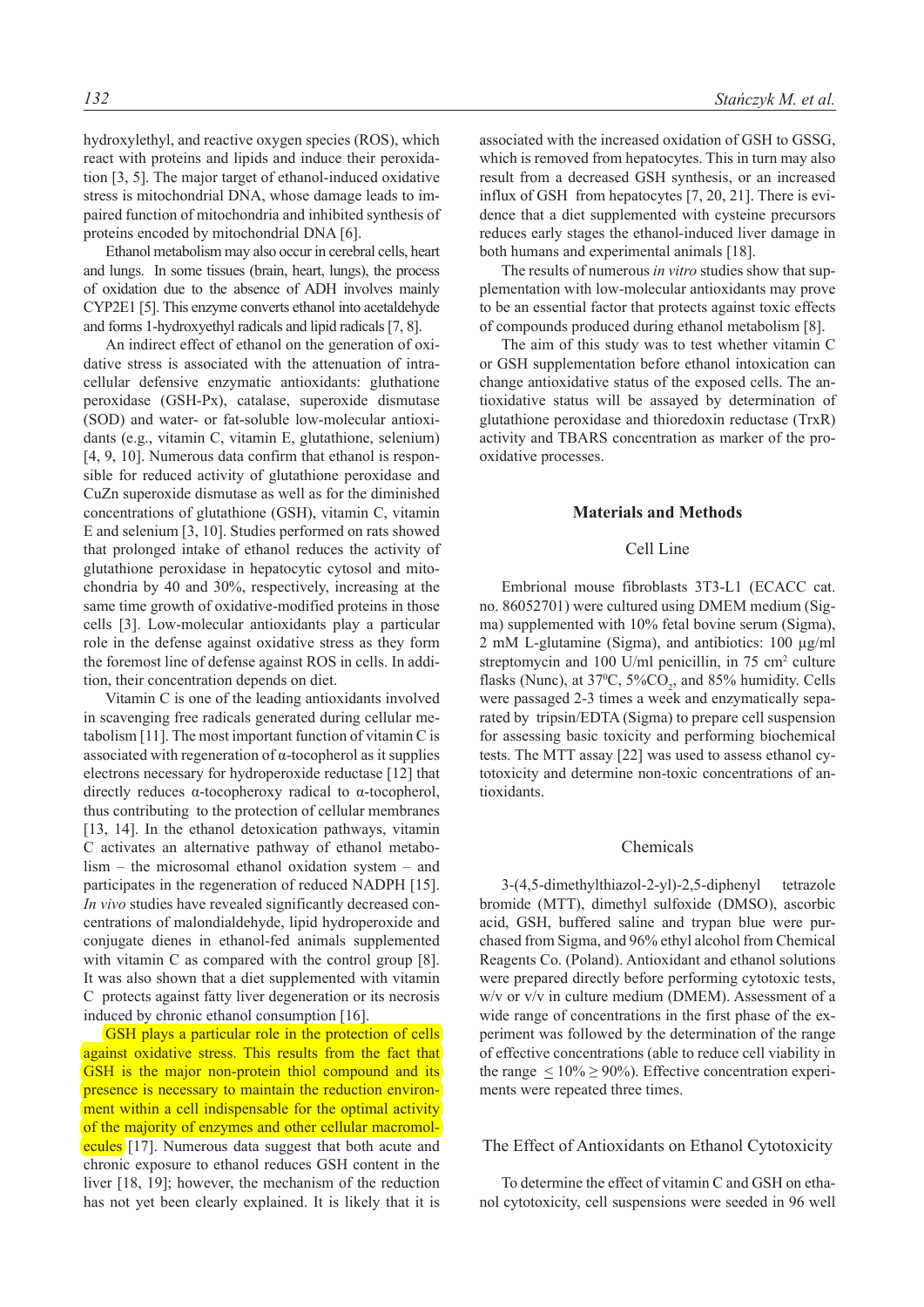hydroxylethyl, and reactive oxygen species (ROS), which react with proteins and lipids and induce their peroxidation [3, 5]. The major target of ethanol-induced oxidative stress is mitochondrial DNA, whose damage leads to impaired function of mitochondria and inhibited synthesis of proteins encoded by mitochondrial DNA [6].

Ethanol metabolism may also occur in cerebral cells, heart and lungs. In some tissues (brain, heart, lungs), the process of oxidation due to the absence of ADH involves mainly CYP2E1 [5]. This enzyme converts ethanol into acetaldehyde and forms 1-hydroxyethyl radicals and lipid radicals [7, 8].

An indirect effect of ethanol on the generation of oxidative stress is associated with the attenuation of intracellular defensive enzymatic antioxidants: glutathione peroxidase (GSH-Px), catalase, superoxide dismutase (SOD) and water- or fat-soluble low-molecular antioxidants (e.g., vitamin C, vitamin E, glutathione, selenium) [4, 9, 10]. Numerous data confirm that ethanol is responsible for reduced activity of glutathione peroxidase and CuZn superoxide dismutase as well as for the diminished concentrations of glutathione (GSH), vitamin C, vitamin E and selenium [3, 10]. Studies performed on rats showed that prolonged intake of ethanol reduces the activity of glutathione peroxidase in hepatocytic cytosol and mitochondria by 40 and 30%, respectively, increasing at the same time growth of oxidative-modified proteins in those cells [3]. Low-molecular antioxidants play a particular role in the defense against oxidative stress as they form the foremost line of defense against ROS in cells. In addition, their concentration depends on diet.

Vitamin C is one of the leading antioxidants involved in scavenging free radicals generated during cellular metabolism [11]. The most important function of vitamin C is associated with regeneration of α-tocopherol as it supplies electrons necessary for hydroperoxide reductase [12] that directly reduces α-tocopheroxy radical to α-tocopherol, thus contributing to the protection of cellular membranes [13, 14]. In the ethanol detoxication pathways, vitamin C activates an alternative pathway of ethanol metabolism – the microsomal ethanol oxidation system – and participates in the regeneration of reduced NADPH [15]. *In vivo* studies have revealed significantly decreased concentrations of malondialdehyde, lipid hydroperoxide and conjugate dienes in ethanol-fed animals supplemented with vitamin C as compared with the control group [8]. It was also shown that a diet supplemented with vitamin C protects against fatty liver degeneration or its necrosis induced by chronic ethanol consumption [16].

GSH plays a particular role in the protection of cells against oxidative stress. This results from the fact that GSH is the major non-protein thiol compound and its presence is necessary to maintain the reduction environment within a cell indispensable for the optimal activity of the majority of enzymes and other cellular macromolecules [17]. Numerous data suggest that both acute and chronic exposure to ethanol reduces GSH content in the liver [18, 19]; however, the mechanism of the reduction has not yet been clearly explained. It is likely that it is associated with the increased oxidation of GSH to GSSG, which is removed from hepatocytes. This in turn may also result from a decreased GSH synthesis, or an increased influx of GSH from hepatocytes [7, 20, 21]. There is evidence that a diet supplemented with cysteine precursors reduces early stages the ethanol-induced liver damage in both humans and experimental animals [18].

The results of numerous *in vitro* studies show that supplementation with low-molecular antioxidants may prove to be an essential factor that protects against toxic effects of compounds produced during ethanol metabolism [8].

The aim of this study was to test whether vitamin C or GSH supplementation before ethanol intoxication can change antioxidative status of the exposed cells. The antioxidative status will be assayed by determination of glutathione peroxidase and thioredoxin reductase (TrxR) activity and TBARS concentration as marker of the prooxidative processes.

## Materials and Methods

### Cell Line

Embrional mouse fibroblasts 3T3-L1 (ECACC cat. no. 86052701) were cultured using DMEM medium (Sigma) supplemented with 10% fetal bovine serum (Sigma), 2 mM L-glutamine (Sigma), and antibiotics: 100 µg/ml streptomycin and 100 U/ml penicillin, in 75 $cm^2$ culture flasks (Nunc), at $37^0C$, $5\% CO_2$, and 85% humidity. Cells were passaged 2-3 times a week and enzymatically separated by tripsin/EDTA (Sigma) to prepare cell suspension for assessing basic toxicity and performing biochemical tests. The MTT assay [22] was used to assess ethanol cytotoxicity and determine non-toxic concentrations of antioxidants.

### Chemicals

3-(4,5-dimethylthiazol-2-yl)-2,5-diphenyl tetrazole bromide (MTT), dimethyl sulfoxide (DMSO), ascorbic acid, GSH, buffered saline and trypan blue were purchased from Sigma, and 96% ethyl alcohol from Chemical Reagents Co. (Poland). Antioxidant and ethanol solutions were prepared directly before performing cytotoxic tests, w/v or v/v in culture medium (DMEM). Assessment of a wide range of concentrations in the first phase of the experiment was followed by the determination of the range of effective concentrations (able to reduce cell viability in the range $\leq 10\% \geq 90\%$). Effective concentration experiments were repeated three times.

### The Effect of Antioxidants on Ethanol Cytotoxicity

To determine the effect of vitamin C and GSH on ethanol cytotoxicity, cell suspensions were seeded in 96 well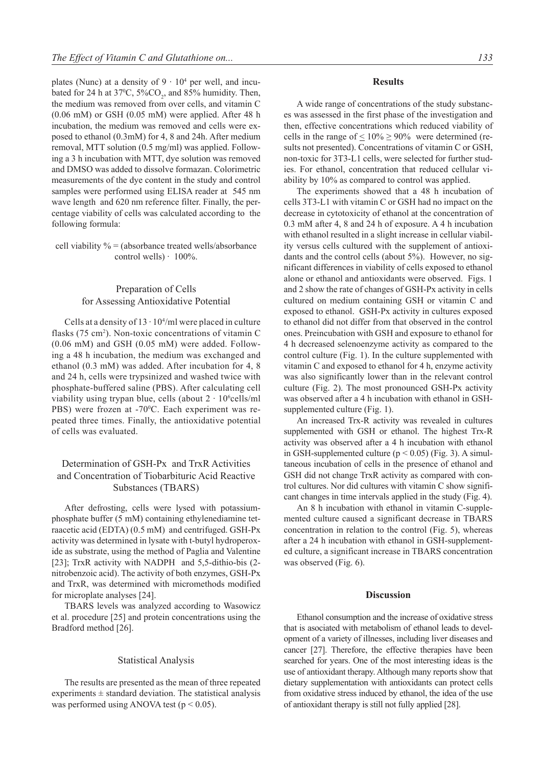plates (Nunc) at a density of $9 \cdot 10^4$ per well, and incubated for 24 h at $37^0C$, $5\%CO_2$, and 85% humidity. Then, the medium was removed from over cells, and vitamin C (0.06 mM) or GSH (0.05 mM) were applied. After 48 h incubation, the medium was removed and cells were exposed to ethanol (0.3mM) for 4, 8 and 24h. After medium removal, MTT solution (0.5 mg/ml) was applied. Following a 3 h incubation with MTT, dye solution was removed and DMSO was added to dissolve formazan. Colorimetric measurements of the dye content in the study and control samples were performed using ELISA reader at 545 nm wave length and 620 nm reference filter. Finally, the percentage viability of cells was calculated according to the following formula:

$$\text{cell viability } \% = (\text{absorbance treated wells}/\text{absorbance control wells}) \cdot 100\%.$$

### Preparation of Cells for Assessing Antioxidative Potential

Cells at a density of $13 \cdot 10^4$/ml were placed in culture flasks (75 $cm^2$). Non-toxic concentrations of vitamin C (0.06 mM) and GSH (0.05 mM) were added. Following a 48 h incubation, the medium was exchanged and ethanol (0.3 mM) was added. After incubation for 4, 8 and 24 h, cells were trypsinized and washed twice with phosphate-buffered saline (PBS). After calculating cell viability using trypan blue, cells (about $2 \cdot 10^6$cells/ml PBS) were frozen at $-70^0C$. Each experiment was repeated three times. Finally, the antioxidative potential of cells was evaluated.

### Determination of GSH-Px and TrxR Activities and Concentration of Tiobarbituric Acid Reactive Substances (TBARS)

After defrosting, cells were lysed with potassium-phosphate buffer (5 mM) containing ethylenediamine tetraacetic acid (EDTA) (0.5 mM) and centrifuged. GSH-Px activity was determined in lysate with t-butyl hydroperoxide as substrate, using the method of Paglia and Valentine [23]; TrxR activity with NADPH and 5,5-dithio-bis (2-nitrobenzoic acid). The activity of both enzymes, GSH-Px and TrxR, was determined with micromethods modified for microplate analyses [24].

TBARS levels was analyzed according to Wasowicz et al. procedure [25] and protein concentrations using the Bradford method [26].

### Statistical Analysis

The results are presented as the mean of three repeated experiments ± standard deviation. The statistical analysis was performed using ANOVA test ($p < 0.05$).

## Results

A wide range of concentrations of the study substances was assessed in the first phase of the investigation and then, effective concentrations which reduced viability of cells in the range of $\leq 10\% \geq 90\%$ were determined (results not presented). Concentrations of vitamin C or GSH, non-toxic for 3T3-L1 cells, were selected for further studies. For ethanol, concentration that reduced cellular viability by 10% as compared to control was applied.

The experiments showed that a 48 h incubation of cells 3T3-L1 with vitamin C or GSH had no impact on the decrease in cytotoxicity of ethanol at the concentration of 0.3 mM after 4, 8 and 24 h of exposure. A 4 h incubation with ethanol resulted in a slight increase in cellular viability versus cells cultured with the supplement of antioxidants and the control cells (about 5%). However, no significant differences in viability of cells exposed to ethanol alone or ethanol and antioxidants were observed. Figs. 1 and 2 show the rate of changes of GSH-Px activity in cells cultured on medium containing GSH or vitamin C and exposed to ethanol. GSH-Px activity in cultures exposed to ethanol did not differ from that observed in the control ones. Preincubation with GSH and exposure to ethanol for 4 h decreased selenoenzyme activity as compared to the control culture (Fig. 1). In the culture supplemented with vitamin C and exposed to ethanol for 4 h, enzyme activity was also significantly lower than in the relevant control culture (Fig. 2). The most pronounced GSH-Px activity was observed after a 4 h incubation with ethanol in GSH-supplemented culture (Fig. 1).

An increased Trx-R activity was revealed in cultures supplemented with GSH or ethanol. The highest Trx-R activity was observed after a 4 h incubation with ethanol in GSH-supplemented culture ($p < 0.05$) (Fig. 3). A simultaneous incubation of cells in the presence of ethanol and GSH did not change TrxR activity as compared with control cultures. Nor did cultures with vitamin C show significant changes in time intervals applied in the study (Fig. 4).

An 8 h incubation with ethanol in vitamin C-supplemented culture caused a significant decrease in TBARS concentration in relation to the control (Fig. 5), whereas after a 24 h incubation with ethanol in GSH-supplemented culture, a significant increase in TBARS concentration was observed (Fig. 6).

## Discussion

Ethanol consumption and the increase of oxidative stress that is asociated with metabolism of ethanol leads to development of a variety of illnesses, including liver diseases and cancer [27]. Therefore, the effective therapies have been searched for years. One of the most interesting ideas is the use of antioxidant therapy. Although many reports show that dietary supplementation with antioxidants can protect cells from oxidative stress induced by ethanol, the idea of the use of antioxidant therapy is still not fully applied [28].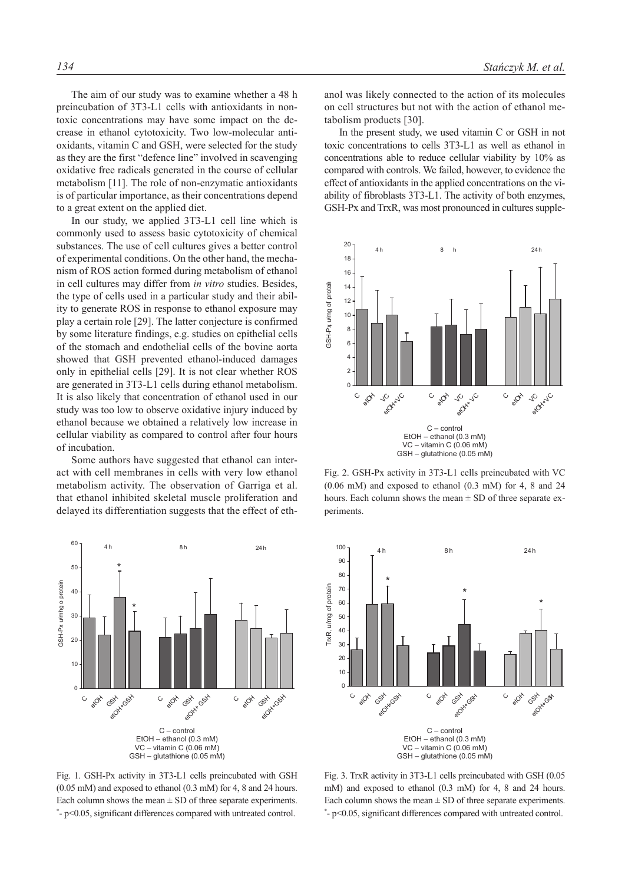The aim of our study was to examine whether a 48 h preincubation of 3T3-L1 cells with antioxidants in non-toxic concentrations may have some impact on the decrease in ethanol cytotoxicity. Two low-molecular antioxidants, vitamin C and GSH, were selected for the study as they are the first "defence line" involved in scavenging oxidative free radicals generated in the course of cellular metabolism [11]. The role of non-enzymatic antioxidants is of particular importance, as their concentrations depend to a great extent on the applied diet.

In our study, we applied 3T3-L1 cell line which is commonly used to assess basic cytotoxicity of chemical substances. The use of cell cultures gives a better control of experimental conditions. On the other hand, the mechanism of ROS action formed during metabolism of ethanol in cell cultures may differ from *in vitro* studies. Besides, the type of cells used in a particular study and their ability to generate ROS in response to ethanol exposure may play a certain role [29]. The latter conjecture is confirmed by some literature findings, e.g. studies on epithelial cells of the stomach and endothelial cells of the bovine aorta showed that GSH prevented ethanol-induced damages only in epithelial cells [29]. It is not clear whether ROS are generated in 3T3-L1 cells during ethanol metabolism. It is also likely that concentration of ethanol used in our study was too low to observe oxidative injury induced by ethanol because we obtained a relatively low increase in cellular viability as compared to control after four hours of incubation.

Some authors have suggested that ethanol can interact with cell membranes in cells with very low ethanol metabolism activity. The observation of Garriga et al. that ethanol inhibited skeletal muscle proliferation and delayed its differentiation suggests that the effect of ethanol was likely connected to the action of its molecules on cell structures but not with the action of ethanol metabolism products [30].

In the present study, we used vitamin C or GSH in not toxic concentrations to cells 3T3-L1 as well as ethanol in concentrations able to reduce cellular viability by 10% as compared with controls. We failed, however, to evidence the effect of antioxidants in the applied concentrations on the viability of fibroblasts 3T3-L1. The activity of both enzymes, GSH-Px and TrxR, was most pronounced in cultures supple-

Fig. 2. GSH-Px activity in 3T3-L1 cells preincubated with VC (0.06 mM) and exposed to ethanol (0.3 mM) for 4, 8 and 24 hours. Each column shows the mean ± SD of three separate experiments.

Fig. 1. GSH-Px activity in 3T3-L1 cells preincubated with GSH (0.05 mM) and exposed to ethanol (0.3 mM) for 4, 8 and 24 hours. Each column shows the mean ± SD of three separate experiments. * - $p<0.05$, significant differences compared with untreated control.

Fig. 3. TrxR activity in 3T3-L1 cells preincubated with GSH (0.05 mM) and exposed to ethanol (0.3 mM) for 4, 8 and 24 hours. Each column shows the mean ± SD of three separate experiments. * - $p<0.05$, significant differences compared with untreated control.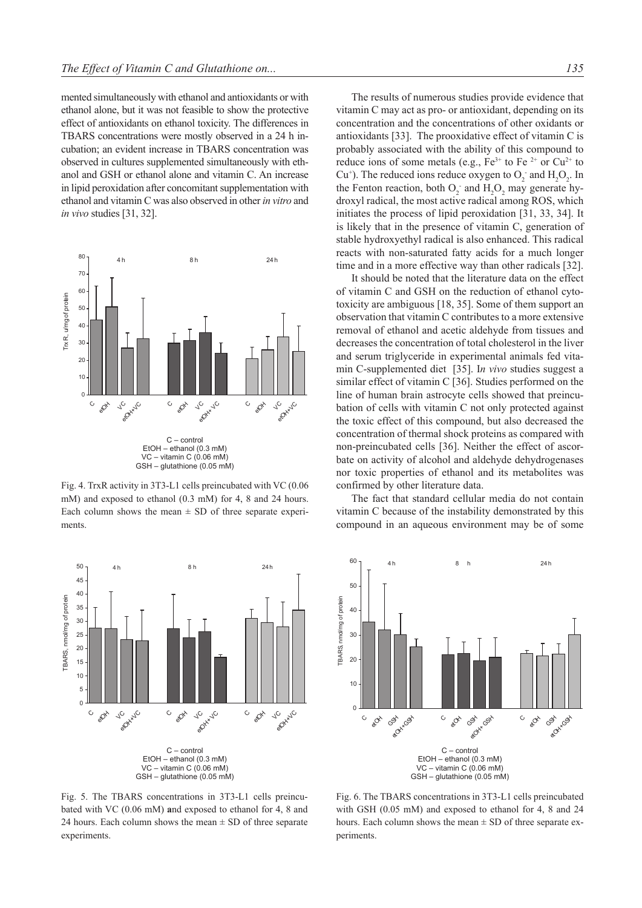mented simultaneously with ethanol and antioxidants or with ethanol alone, but it was not feasible to show the protective effect of antioxidants on ethanol toxicity. The differences in TBARS concentrations were mostly observed in a 24 h incubation; an evident increase in TBARS concentration was observed in cultures supplemented simultaneously with ethanol and GSH or ethanol alone and vitamin C. An increase in lipid peroxidation after concomitant supplementation with ethanol and vitamin C was also observed in other *in vitro* and *in vivo* studies [31, 32].

Fig. 4. TrxR activity in 3T3-L1 cells preincubated with VC (0.06 mM) and exposed to ethanol (0.3 mM) for 4, 8 and 24 hours. Each column shows the mean ± SD of three separate experiments.

Fig. 5. The TBARS concentrations in 3T3-L1 cells preincubated with VC (0.06 mM) and exposed to ethanol for 4, 8 and 24 hours. Each column shows the mean ± SD of three separate experiments.

The results of numerous studies provide evidence that vitamin C may act as pro- or antioxidant, depending on its concentration and the concentrations of other oxidants or antioxidants [33]. The prooxidative effect of vitamin C is probably associated with the ability of this compound to reduce ions of some metals (e.g., $Fe^{3+}$ to $Fe^{2+}$ or $Cu^{2+}$ to $Cu^{+}$). The reduced ions reduce oxygen to $O_2^-$ and $H_2O_2$. In the Fenton reaction, both $O_2^-$ and $H_2O_2$ may generate hydroxyl radical, the most active radical among ROS, which initiates the process of lipid peroxidation [31, 33, 34]. It is likely that in the presence of vitamin C, generation of stable hydroxyethyl radical is also enhanced. This radical reacts with non-saturated fatty acids for a much longer time and in a more effective way than other radicals [32].

It should be noted that the literature data on the effect of vitamin C and GSH on the reduction of ethanol cytotoxicity are ambiguous [18, 35]. Some of them support an observation that vitamin C contributes to a more extensive removal of ethanol and acetic aldehyde from tissues and decreases the concentration of total cholesterol in the liver and serum triglyceride in experimental animals fed vitamin C-supplemented diet [35]. I*n vivo* studies suggest a similar effect of vitamin C [36]. Studies performed on the line of human brain astrocyte cells showed that preincubation of cells with vitamin C not only protected against the toxic effect of this compound, but also decreased the concentration of thermal shock proteins as compared with non-preincubated cells [36]. Neither the effect of ascorbate on activity of alcohol and aldehyde dehydrogenases nor toxic properties of ethanol and its metabolites was confirmed by other literature data.

The fact that standard cellular media do not contain vitamin C because of the instability demonstrated by this compound in an aqueous environment may be of some

Fig. 6. The TBARS concentrations in 3T3-L1 cells preincubated with GSH (0.05 mM) and exposed to ethanol for 4, 8 and 24 hours. Each column shows the mean ± SD of three separate experiments.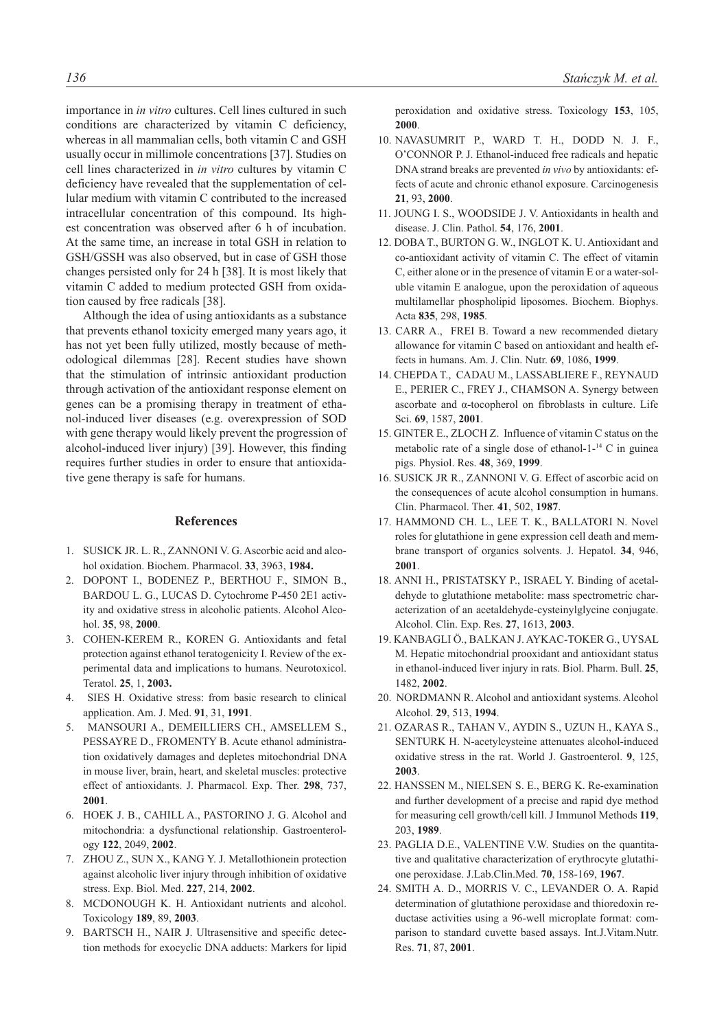importance in *in vitro* cultures. Cell lines cultured in such conditions are characterized by vitamin C deficiency, whereas in all mammalian cells, both vitamin C and GSH usually occur in millimole concentrations [37]. Studies on cell lines characterized in *in vitro* cultures by vitamin C deficiency have revealed that the supplementation of cellular medium with vitamin C contributed to the increased intracellular concentration of this compound. Its highest concentration was observed after 6 h of incubation. At the same time, an increase in total GSH in relation to GSH/GSSH was also observed, but in case of GSH those changes persisted only for 24 h [38]. It is most likely that vitamin C added to medium protected GSH from oxidation caused by free radicals [38].

Although the idea of using antioxidants as a substance that prevents ethanol toxicity emerged many years ago, it has not yet been fully utilized, mostly because of methodological dilemmas [28]. Recent studies have shown that the stimulation of intrinsic antioxidant production through activation of the antioxidant response element on genes can be a promising therapy in treatment of ethanol-induced liver diseases (e.g. overexpression of SOD with gene therapy would likely prevent the progression of alcohol-induced liver injury) [39]. However, this finding requires further studies in order to ensure that antioxidative gene therapy is safe for humans.

## References

1. SUSICK JR. L. R., ZANNONI V. G. Ascorbic acid and alcohol oxidation. Biochem. Pharmacol. **33**, 3963, **1984.**
2. DOPONT I., BODENEZ P., BERTHOU F., SIMON B., BARDOU L. G., LUCAS D. Cytochrome P-450 2E1 activity and oxidative stress in alcoholic patients. Alcohol Alcohol. **35**, 98, **2000**.
3. COHEN-KEREM R., KOREN G. Antioxidants and fetal protection against ethanol teratogenicity I. Review of the experimental data and implications to humans. Neurotoxicol. Teratol. **25**, 1, **2003.**
4. SIES H. Oxidative stress: from basic research to clinical application. Am. J. Med. **91**, 31, **1991**.
5. MANSOURI A., DEMEILLIERS CH., AMSELLEM S., PESSAYRE D., FROMENTY B. Acute ethanol administration oxidatively damages and depletes mitochondrial DNA in mouse liver, brain, heart, and skeletal muscles: protective effect of antioxidants. J. Pharmacol. Exp. Ther. **298**, 737, **2001**.
6. HOEK J. B., CAHILL A., PASTORINO J. G. Alcohol and mitochondria: a dysfunctional relationship. Gastroenterology **122**, 2049, **2002**.
7. ZHOU Z., SUN X., KANG Y. J. Metallothionein protection against alcoholic liver injury through inhibition of oxidative stress. Exp. Biol. Med. **227**, 214, **2002**.
8. MCDONOUGH K. H. Antioxidant nutrients and alcohol. Toxicology **189**, 89, **2003**.
9. BARTSCH H., NAIR J. Ultrasensitive and specific detection methods for exocyclic DNA adducts: Markers for lipid peroxidation and oxidative stress. Toxicology **153**, 105, **2000**.
10. NAVASUMRIT P., WARD T. H., DODD N. J. F., O'CONNOR P. J. Ethanol-induced free radicals and hepatic DNA strand breaks are prevented *in vivo* by antioxidants: effects of acute and chronic ethanol exposure. Carcinogenesis **21**, 93, **2000**.
11. JOUNG I. S., WOODSIDE J. V. Antioxidants in health and disease. J. Clin. Pathol. **54**, 176, **2001**.
12. DOBA T., BURTON G. W., INGLOT K. U. Antioxidant and co-antioxidant activity of vitamin C. The effect of vitamin C, either alone or in the presence of vitamin E or a water-soluble vitamin E analogue, upon the peroxidation of aqueous multilamellar phospholipid liposomes. Biochem. Biophys. Acta **835**, 298, **1985**.
13. CARR A., FREI B. Toward a new recommended dietary allowance for vitamin C based on antioxidant and health effects in humans. Am. J. Clin. Nutr. **69**, 1086, **1999**.
14. CHEPDA T., CADAU M., LASSABLIERE F., REYNAUD E., PERIER C., FREY J., CHAMSON A. Synergy between ascorbate and α-tocopherol on fibroblasts in culture. Life Sci. **69**, 1587, **2001**.
15. GINTER E., ZLOCH Z. Influence of vitamin C status on the metabolic rate of a single dose of ethanol-1-$^{14}$C in guinea pigs. Physiol. Res. **48**, 369, **1999**.
16. SUSICK JR R., ZANNONI V. G. Effect of ascorbic acid on the consequences of acute alcohol consumption in humans. Clin. Pharmacol. Ther. **41**, 502, **1987**.
17. HAMMOND CH. L., LEE T. K., BALLATORI N. Novel roles for glutathione in gene expression cell death and membrane transport of organics solvents. J. Hepatol. **34**, 946, **2001**.
18. ANNI H., PRISTATSKY P., ISRAEL Y. Binding of acetaldehyde to glutathione metabolite: mass spectrometric characterization of an acetaldehyde-cysteinylglycine conjugate. Alcohol. Clin. Exp. Res. **27**, 1613, **2003**.
19. KANBAGLI Ö., BALKAN J. AYKAC-TOKER G., UYSAL M. Hepatic mitochondrial prooxidant and antioxidant status in ethanol-induced liver injury in rats. Biol. Pharm. Bull. **25**, 1482, **2002**.
20. NORDMANN R. Alcohol and antioxidant systems. Alcohol Alcohol. **29**, 513, **1994**.
21. OZARAS R., TAHAN V., AYDIN S., UZUN H., KAYA S., SENTURK H. N-acetylcysteine attenuates alcohol-induced oxidative stress in the rat. World J. Gastroenterol. **9**, 125, **2003**.
22. HANSSEN M., NIELSEN S. E., BERG K. Re-examination and further development of a precise and rapid dye method for measuring cell growth/cell kill. J Immunol Methods **119**, 203, **1989**.
23. PAGLIA D.E., VALENTINE V.W. Studies on the quantitative and qualitative characterization of erythrocyte glutathione peroxidase. J.Lab.Clin.Med. **70**, 158-169, **1967**.
24. SMITH A. D., MORRIS V. C., LEVANDER O. A. Rapid determination of glutathione peroxidase and thioredoxin reductase activities using a 96-well microplate format: comparison to standard cuvette based assays. Int.J.Vitam.Nutr. Res. **71**, 87, **2001**.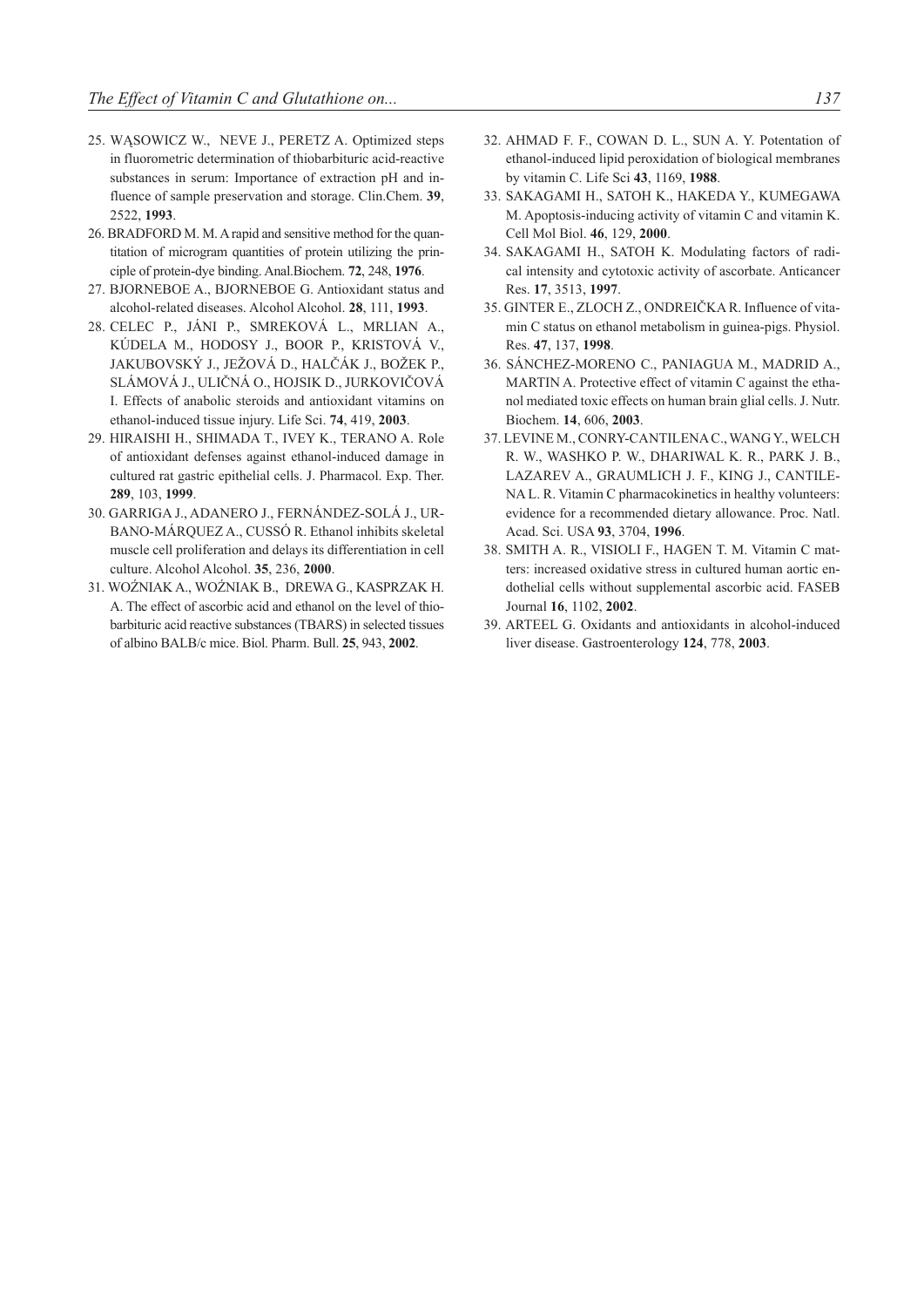25. WĄSOWICZ W., NEVE J., PERETZ A. Optimized steps in fluorometric determination of thiobarbituric acid-reactive substances in serum: Importance of extraction pH and influence of sample preservation and storage. Clin.Chem. **39**, 2522, **1993**.
26. BRADFORD M. M. A rapid and sensitive method for the quantitation of microgram quantities of protein utilizing the principle of protein-dye binding. Anal.Biochem. **72**, 248, **1976**.
27. BJORNEBOE A., BJORNEBOE G. Antioxidant status and alcohol-related diseases. Alcohol Alcohol. **28**, 111, **1993**.
28. CELEC P., JÁNI P., SMREKOVÁ L., MRLIAN A., KÚDELA M., HODOSY J., BOOR P., KRISTOVÁ V., JAKUBOVSKÝ J., JEŽOVÁ D., HALČÁK J., BOŽEK P., SLÁMOVÁ J., ULIČNÁ O., HOJSIK D., JURKOVIČOVÁ I. Effects of anabolic steroids and antioxidant vitamins on ethanol-induced tissue injury. Life Sci. **74**, 419, **2003**.
29. HIRAISHI H., SHIMADA T., IVEY K., TERANO A. Role of antioxidant defenses against ethanol-induced damage in cultured rat gastric epithelial cells. J. Pharmacol. Exp. Ther. **289**, 103, **1999**.
30. GARRIGA J., ADANERO J., FERNÁNDEZ-SOLÁ J., URBANO-MÁRQUEZ A., CUSSÓ R. Ethanol inhibits skeletal muscle cell proliferation and delays its differentiation in cell culture. Alcohol Alcohol. **35**, 236, **2000**.
31. WOŹNIAK A., WOŹNIAK B., DREWA G., KASPRZAK H. A. The effect of ascorbic acid and ethanol on the level of thiobarbituric acid reactive substances (TBARS) in selected tissues of albino BALB/c mice. Biol. Pharm. Bull. **25**, 943, **2002**.
32. AHMAD F. F., COWAN D. L., SUN A. Y. Potentation of ethanol-induced lipid peroxidation of biological membranes by vitamin C. Life Sci **43**, 1169, **1988**.
33. SAKAGAMI H., SATOH K., HAKEDA Y., KUMEGAWA M. Apoptosis-inducing activity of vitamin C and vitamin K. Cell Mol Biol. **46**, 129, **2000**.
34. SAKAGAMI H., SATOH K. Modulating factors of radical intensity and cytotoxic activity of ascorbate. Anticancer Res. **17**, 3513, **1997**.
35. GINTER E., ZLOCH Z., ONDREIČKA R. Influence of vitamin C status on ethanol metabolism in guinea-pigs. Physiol. Res. **47**, 137, **1998**.
36. SÁNCHEZ-MORENO C., PANIAGUA M., MADRID A., MARTIN A. Protective effect of vitamin C against the ethanol mediated toxic effects on human brain glial cells. J. Nutr. Biochem. **14**, 606, **2003**.
37. LEVINE M., CONRY-CANTILENA C., WANG Y., WELCH R. W., WASHKO P. W., DHARIWAL K. R., PARK J. B., LAZAREV A., GRAUMLICH J. F., KING J., CANTILENA L. R. Vitamin C pharmacokinetics in healthy volunteers: evidence for a recommended dietary allowance. Proc. Natl. Acad. Sci. USA **93**, 3704, **1996**.
38. SMITH A. R., VISIOLI F., HAGEN T. M. Vitamin C matters: increased oxidative stress in cultured human aortic endothelial cells without supplemental ascorbic acid. FASEB Journal **16**, 1102, **2002**.
39. ARTEEL G. Oxidants and antioxidants in alcohol-induced liver disease. Gastroenterology **124**, 778, **2003**.